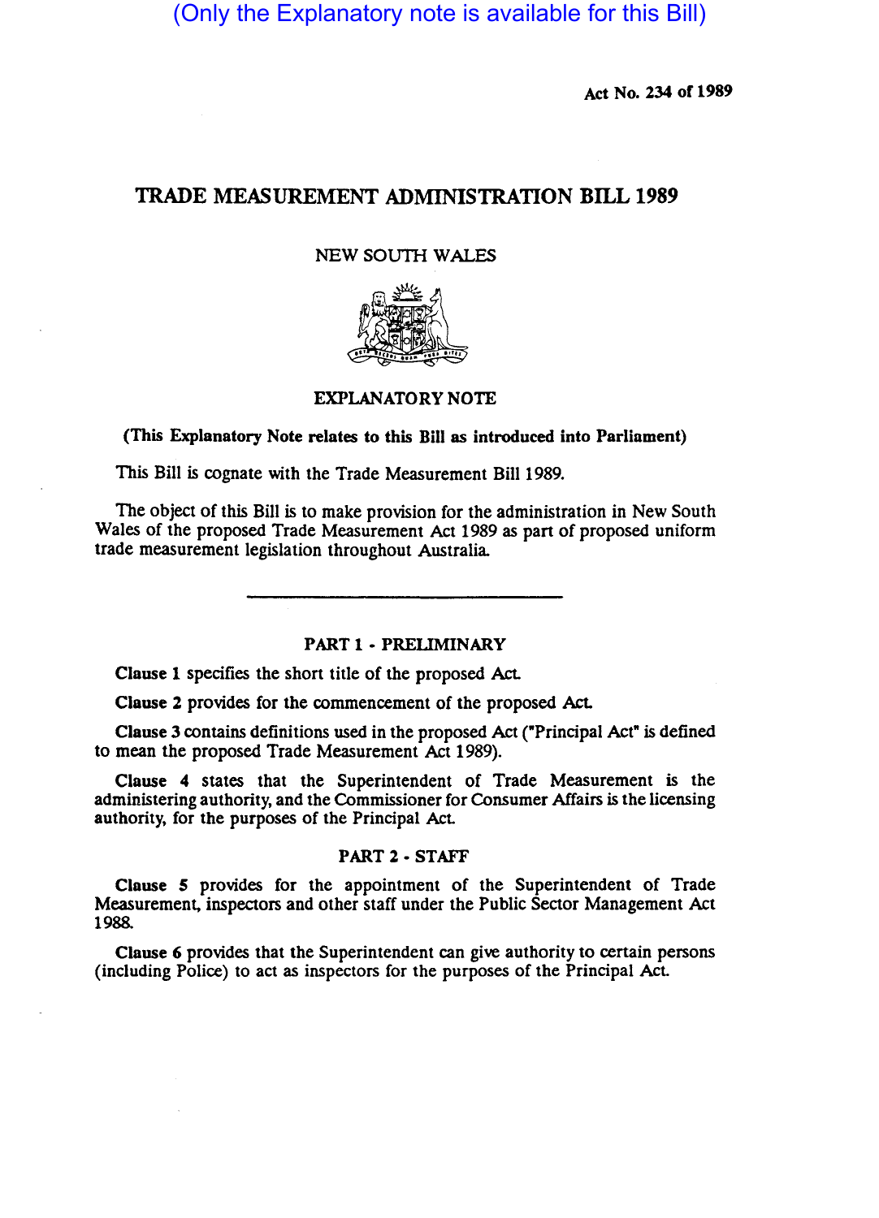(Only the Explanatory note is available for this Bill)

Act No. 234 of 1989

# TRADE MEASUREMENT ADMINISTRATION BILL 1989

NEW SOUTH WALES

## EXPLANATORY NOTE

**(This Explanatory Note relates to this Bill as introduced into Parliament)**

This Bill is cognate with the Trade Measurement Bill 1989.

The object of this Bill is to make provision for the administration in New South Wales of the proposed Trade Measurement Act 1989 as part of proposed uniform trade measurement legislation throughout Australia.

---

### PART 1 - PRELIMINARY

**Clause 1** specifies the short title of the proposed Act.

**Clause 2** provides for the commencement of the proposed Act.

**Clause 3** contains definitions used in the proposed Act ("Principal Act" is defined to mean the proposed Trade Measurement Act 1989).

**Clause 4** states that the Superintendent of Trade Measurement is the administering authority, and the Commissioner for Consumer Affairs is the licensing authority, for the purposes of the Principal Act.

### PART 2 - STAFF

**Clause 5** provides for the appointment of the Superintendent of Trade Measurement, inspectors and other staff under the Public Sector Management Act 1988.

**Clause 6** provides that the Superintendent can give authority to certain persons (including Police) to act as inspectors for the purposes of the Principal Act.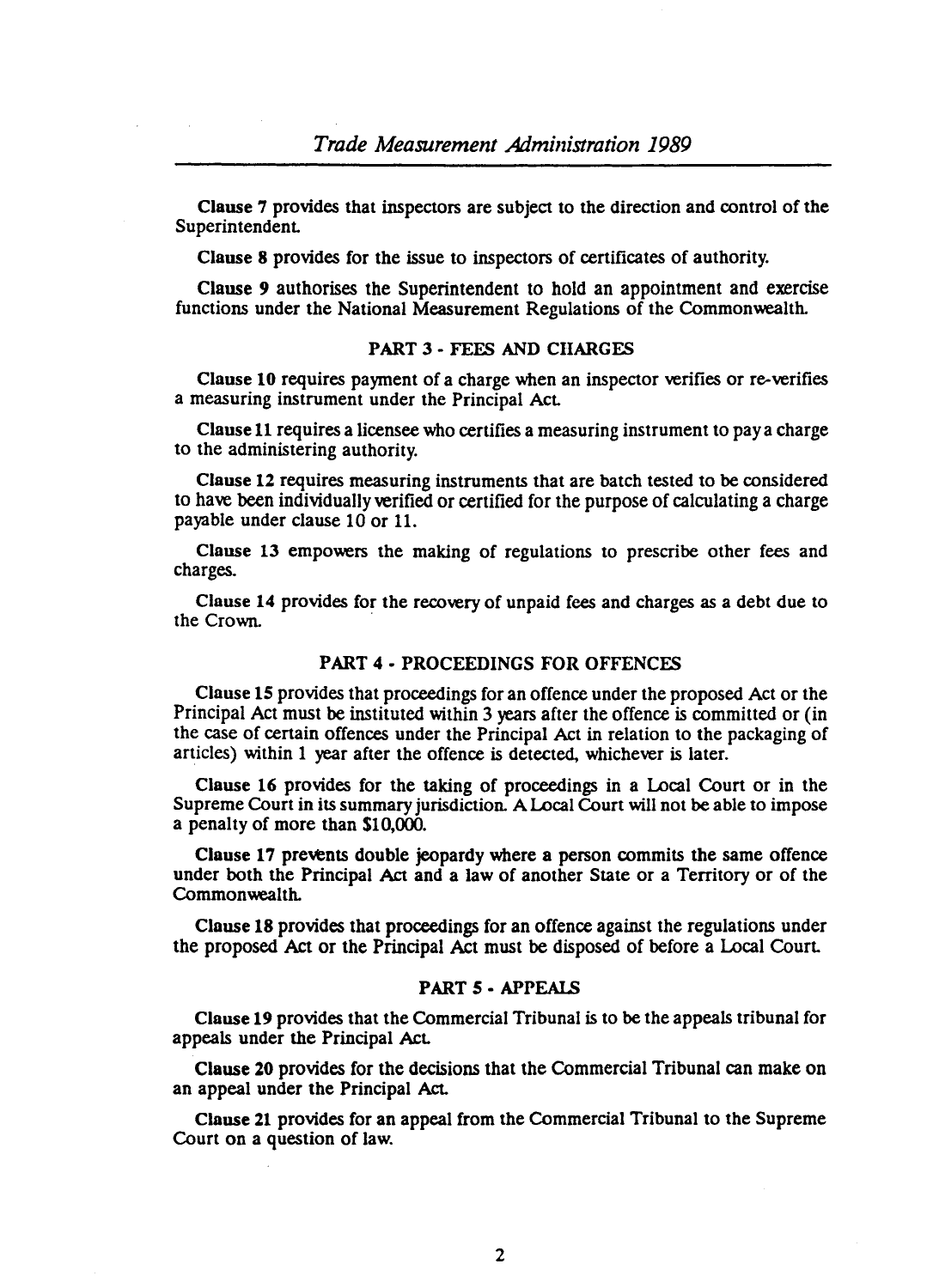**Clause 7** provides that inspectors are subject to the direction and control of the Superintendent.

**Clause 8** provides for the issue to inspectors of certificates of authority.

**Clause 9** authorises the Superintendent to hold an appointment and exercise functions under the National Measurement Regulations of the Commonwealth.

## PART 3 - FEES AND CHARGES

**Clause 10** requires payment of a charge when an inspector verifies or re-verifies a measuring instrument under the Principal Act.

**Clause 11** requires a licensee who certifies a measuring instrument to pay a charge to the administering authority.

**Clause 12** requires measuring instruments that are batch tested to be considered to have been individually verified or certified for the purpose of calculating a charge payable under clause 10 or 11.

**Clause 13** empowers the making of regulations to prescribe other fees and charges.

**Clause 14** provides for the recovery of unpaid fees and charges as a debt due to the Crown.

## PART 4 - PROCEEDINGS FOR OFFENCES

**Clause 15** provides that proceedings for an offence under the proposed Act or the Principal Act must be instituted within 3 years after the offence is committed or (in the case of certain offences under the Principal Act in relation to the packaging of articles) within 1 year after the offence is detected, whichever is later.

**Clause 16** provides for the taking of proceedings in a Local Court or in the Supreme Court in its summary jurisdiction. A Local Court will not be able to impose a penalty of more than $10,000.

**Clause 17** prevents double jeopardy where a person commits the same offence under both the Principal Act and a law of another State or a Territory or of the Commonwealth.

**Clause 18** provides that proceedings for an offence against the regulations under the proposed Act or the Principal Act must be disposed of before a Local Court.

## PART 5 - APPEALS

**Clause 19** provides that the Commercial Tribunal is to be the appeals tribunal for appeals under the Principal Act.

**Clause 20** provides for the decisions that the Commercial Tribunal can make on an appeal under the Principal Act.

**Clause 21** provides for an appeal from the Commercial Tribunal to the Supreme Court on a question of law.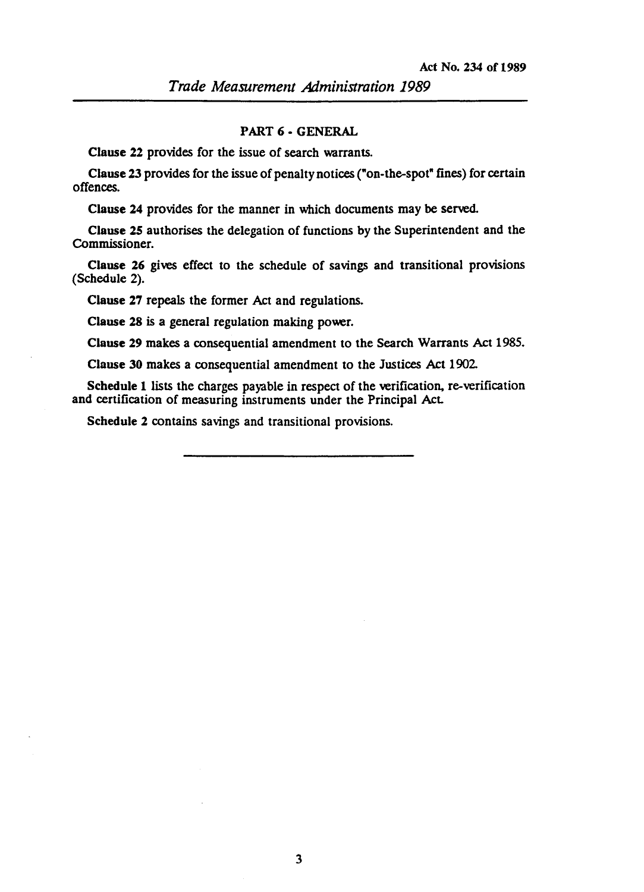## PART 6 - GENERAL

**Clause 22** provides for the issue of search warrants.

**Clause 23** provides for the issue of penalty notices ("on-the-spot" fines) for certain offences.

**Clause 24** provides for the manner in which documents may be served.

**Clause 25** authorises the delegation of functions by the Superintendent and the Commissioner.

**Clause 26** gives effect to the schedule of savings and transitional provisions (Schedule 2).

**Clause 27** repeals the former Act and regulations.

**Clause 28** is a general regulation making power.

**Clause 29** makes a consequential amendment to the Search Warrants Act 1985.

**Clause 30** makes a consequential amendment to the Justices Act 1902.

**Schedule 1** lists the charges payable in respect of the verification, re-verification and certification of measuring instruments under the Principal Act.

**Schedule 2** contains savings and transitional provisions.